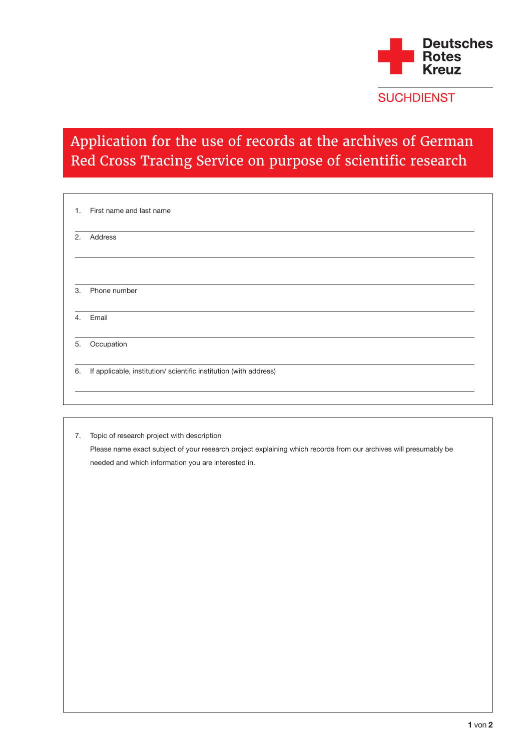Deutsches Rotes Kreuz

SUCHDIENST

# Application for the use of records at the archives of German Red Cross Tracing Service on purpose of scientific research

1. First name and last name

2. Address

3. Phone number

4. Email

5. Occupation

6. If applicable, institution/ scientific institution (with address)

7. Topic of research project with description
   Please name exact subject of your research project explaining which records from our archives will presumably be needed and which information you are interested in.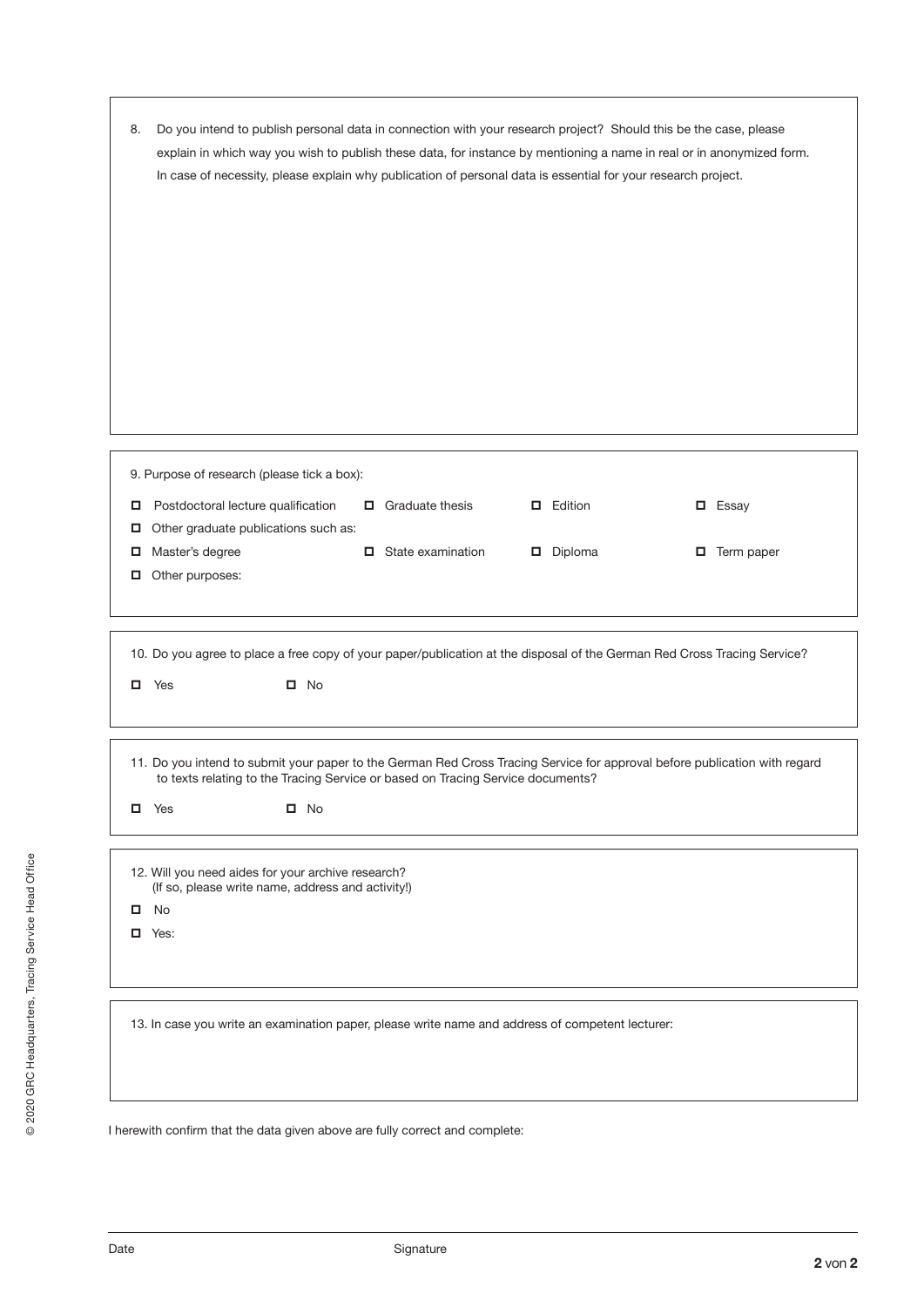8. Do you intend to publish personal data in connection with your research project? Should this be the case, please explain in which way you wish to publish these data, for instance by mentioning a name in real or in anonymized form. In case of necessity, please explain why publication of personal data is essential for your research project.

9. Purpose of research (please tick a box):

- ☐ Postdoctoral lecture qualification
- ☐ Graduate thesis
- ☐ Edition
- ☐ Essay
- ☐ Other graduate publications such as:
- ☐ Master's degree
- ☐ State examination
- ☐ Diploma
- ☐ Term paper
- ☐ Other purposes:

10. Do you agree to place a free copy of your paper/publication at the disposal of the German Red Cross Tracing Service?

- ☐ Yes
- ☐ No

11. Do you intend to submit your paper to the German Red Cross Tracing Service for approval before publication with regard to texts relating to the Tracing Service or based on Tracing Service documents?

- ☐ Yes
- ☐ No

12. Will you need aides for your archive research? (If so, please write name, address and activity!)

- ☐ No
- ☐ Yes:

13. In case you write an examination paper, please write name and address of competent lecturer:

I herewith confirm that the data given above are fully correct and complete:

Date

Signature

© 2020 GRC Headquarters, Tracing Service Head Office